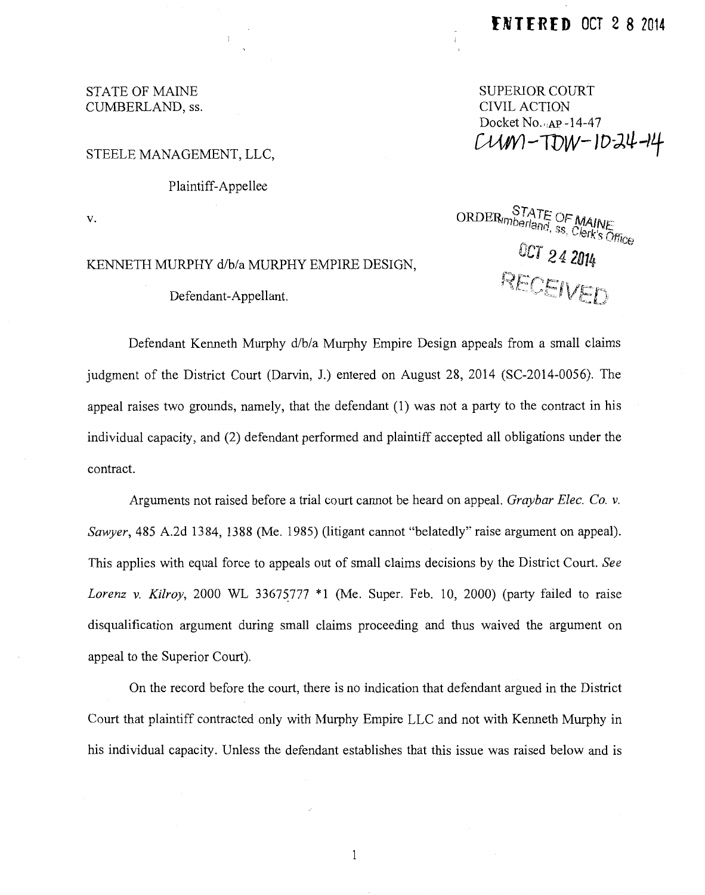**ENTERED OCT 2 8 2014**

STATE OF MAINE
CUMBERLAND, ss.

SUPERIOR COURT
CIVIL ACTION
Docket No. AP -14-47
CUM-TDW-10-24-14

STEELE MANAGEMENT, LLC,

Plaintiff-Appellee

v.

ORDER

STATE OF MAINE
Cumberland, ss, Clerk's Office
OCT 24 2014
RECEIVED

KENNETH MURPHY d/b/a MURPHY EMPIRE DESIGN,

Defendant-Appellant.

Defendant Kenneth Murphy d/b/a Murphy Empire Design appeals from a small claims judgment of the District Court (Darvin, J.) entered on August 28, 2014 (SC-2014-0056). The appeal raises two grounds, namely, that the defendant (1) was not a party to the contract in his individual capacity, and (2) defendant performed and plaintiff accepted all obligations under the contract.

Arguments not raised before a trial court cannot be heard on appeal. *Graybar Elec. Co. v. Sawyer*, 485 A.2d 1384, 1388 (Me. 1985) (litigant cannot "belatedly" raise argument on appeal). This applies with equal force to appeals out of small claims decisions by the District Court. *See Lorenz v. Kilroy*, 2000 WL 33675777 *1 (Me. Super. Feb. 10, 2000) (party failed to raise disqualification argument during small claims proceeding and thus waived the argument on appeal to the Superior Court).

On the record before the court, there is no indication that defendant argued in the District Court that plaintiff contracted only with Murphy Empire LLC and not with Kenneth Murphy in his individual capacity. Unless the defendant establishes that this issue was raised below and is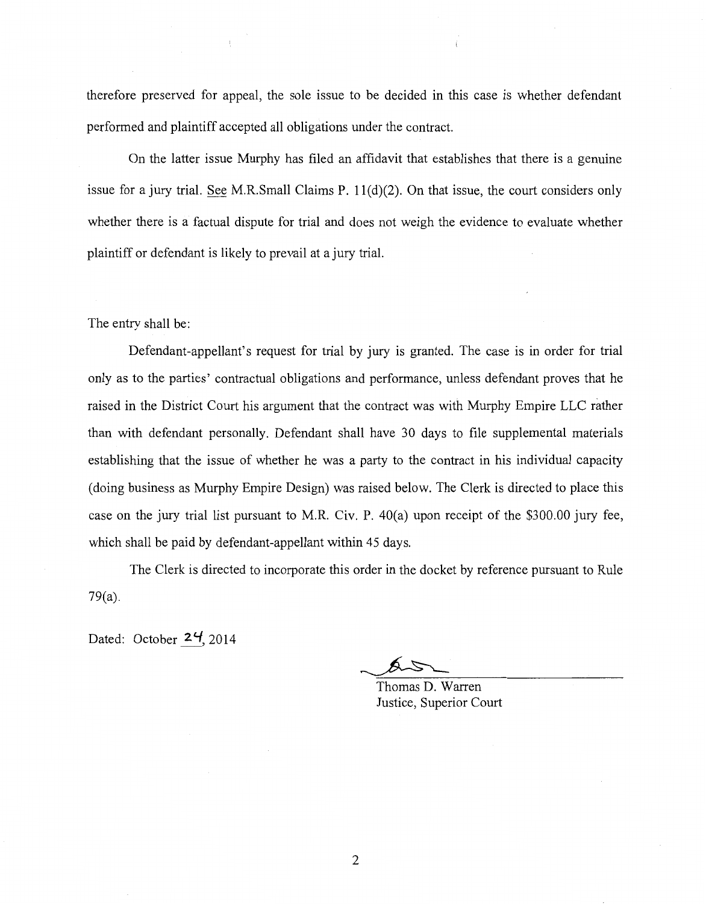therefore preserved for appeal, the sole issue to be decided in this case is whether defendant performed and plaintiff accepted all obligations under the contract.

On the latter issue Murphy has filed an affidavit that establishes that there is a genuine issue for a jury trial. See M.R.Small Claims P. 11(d)(2). On that issue, the court considers only whether there is a factual dispute for trial and does not weigh the evidence to evaluate whether plaintiff or defendant is likely to prevail at a jury trial.

The entry shall be:

Defendant-appellant's request for trial by jury is granted. The case is in order for trial only as to the parties' contractual obligations and performance, unless defendant proves that he raised in the District Court his argument that the contract was with Murphy Empire LLC rather than with defendant personally. Defendant shall have 30 days to file supplemental materials establishing that the issue of whether he was a party to the contract in his individual capacity (doing business as Murphy Empire Design) was raised below. The Clerk is directed to place this case on the jury trial list pursuant to M.R. Civ. P. 40(a) upon receipt of the $300.00 jury fee, which shall be paid by defendant-appellant within 45 days.

The Clerk is directed to incorporate this order in the docket by reference pursuant to Rule 79(a).

Dated: October 24, 2014

Thomas D. Warren
Justice, Superior Court